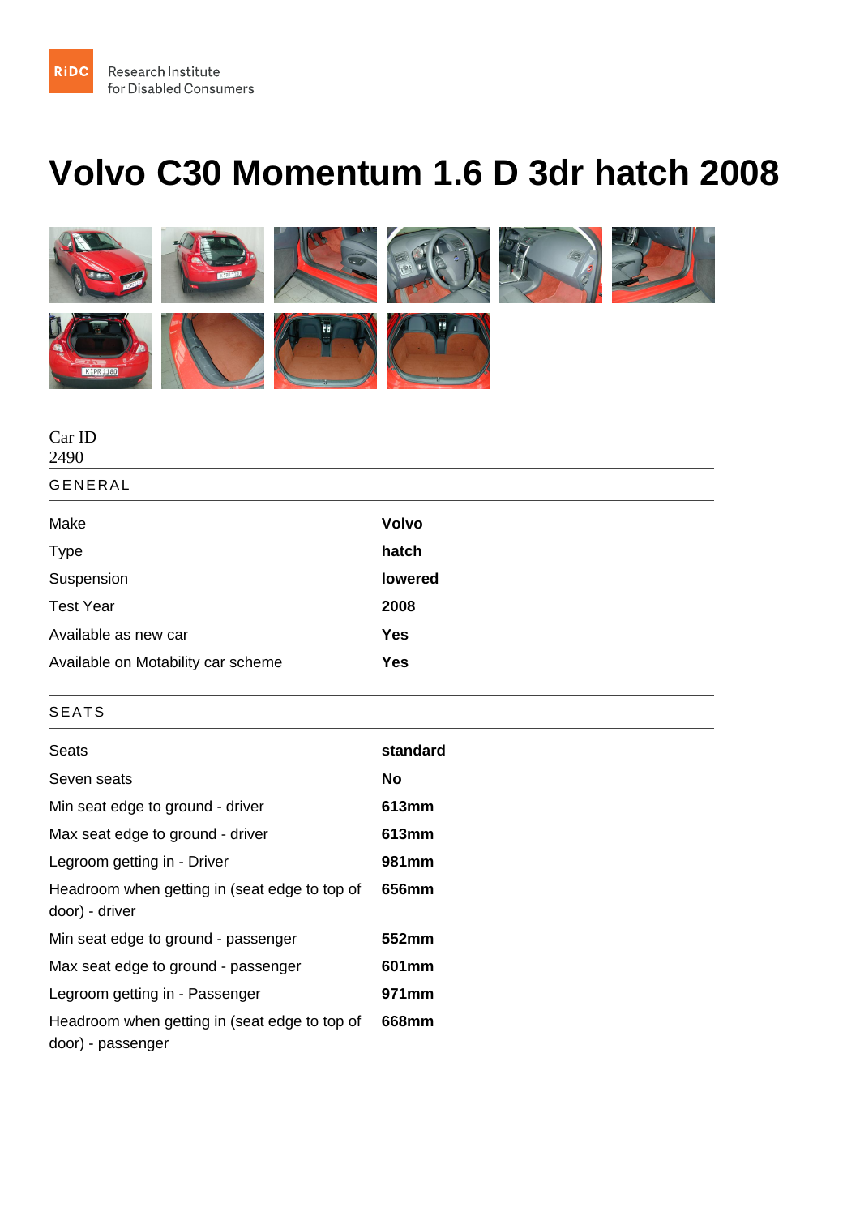# Volvo C30 Momentum 1.6 D 3dr hatch 2008

Car ID
2490

## GENERAL

| | |
|---|---|
| Make | **Volvo** |
| Type | **hatch** |
| Suspension | **lowered** |
| Test Year | **2008** |
| Available as new car | **Yes** |
| Available on Motability car scheme | **Yes** |

## SEATS

| | |
|---|---|
| Seats | **standard** |
| Seven seats | **No** |
| Min seat edge to ground - driver | **613mm** |
| Max seat edge to ground - driver | **613mm** |
| Legroom getting in - Driver | **981mm** |
| Headroom when getting in (seat edge to top of door) - driver | **656mm** |
| Min seat edge to ground - passenger | **552mm** |
| Max seat edge to ground - passenger | **601mm** |
| Legroom getting in - Passenger | **971mm** |
| Headroom when getting in (seat edge to top of door) - passenger | **668mm** |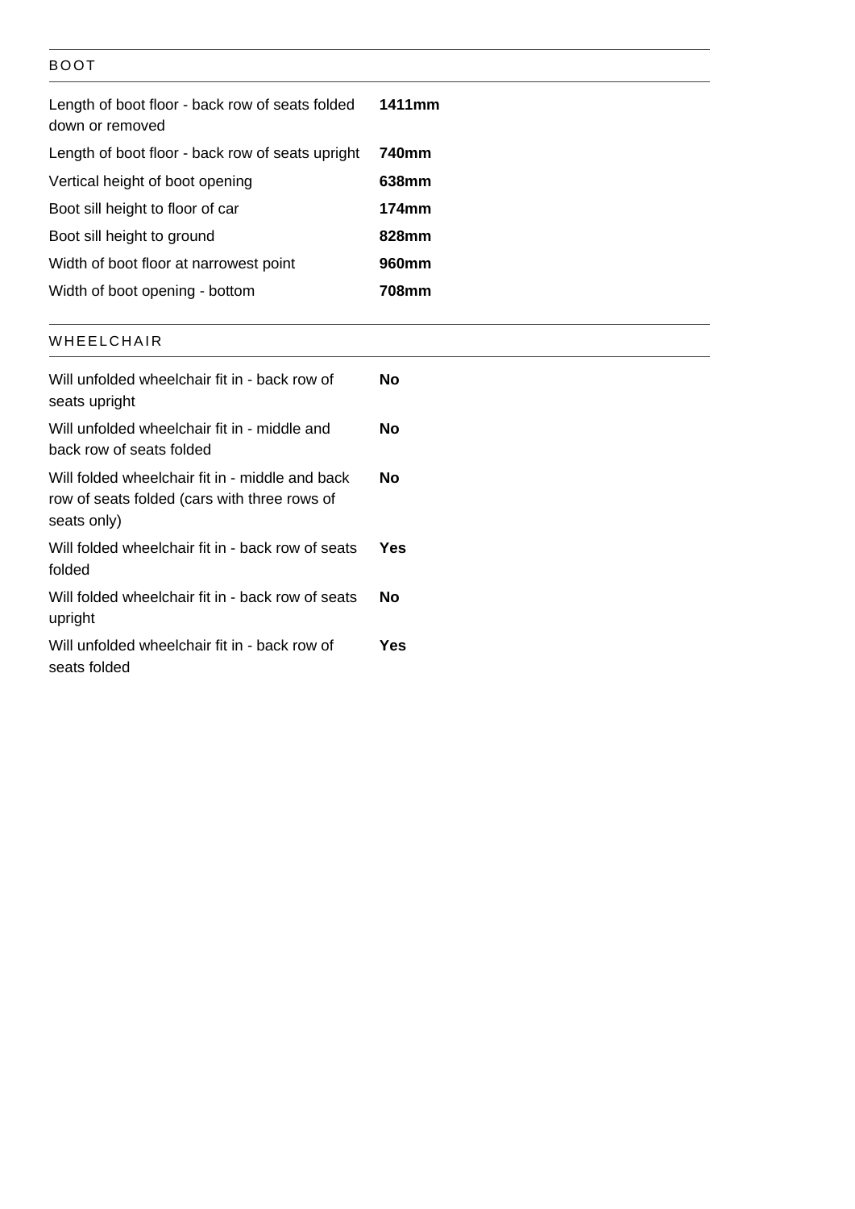## BOOT

| | |
|---|---|
| Length of boot floor - back row of seats folded down or removed | **1411mm** |
| Length of boot floor - back row of seats upright | **740mm** |
| Vertical height of boot opening | **638mm** |
| Boot sill height to floor of car | **174mm** |
| Boot sill height to ground | **828mm** |
| Width of boot floor at narrowest point | **960mm** |
| Width of boot opening - bottom | **708mm** |

## WHEELCHAIR

| | |
|---|---|
| Will unfolded wheelchair fit in - back row of seats upright | **No** |
| Will unfolded wheelchair fit in - middle and back row of seats folded | **No** |
| Will folded wheelchair fit in - middle and back row of seats folded (cars with three rows of seats only) | **No** |
| Will folded wheelchair fit in - back row of seats folded | **Yes** |
| Will folded wheelchair fit in - back row of seats upright | **No** |
| Will unfolded wheelchair fit in - back row of seats folded | **Yes** |